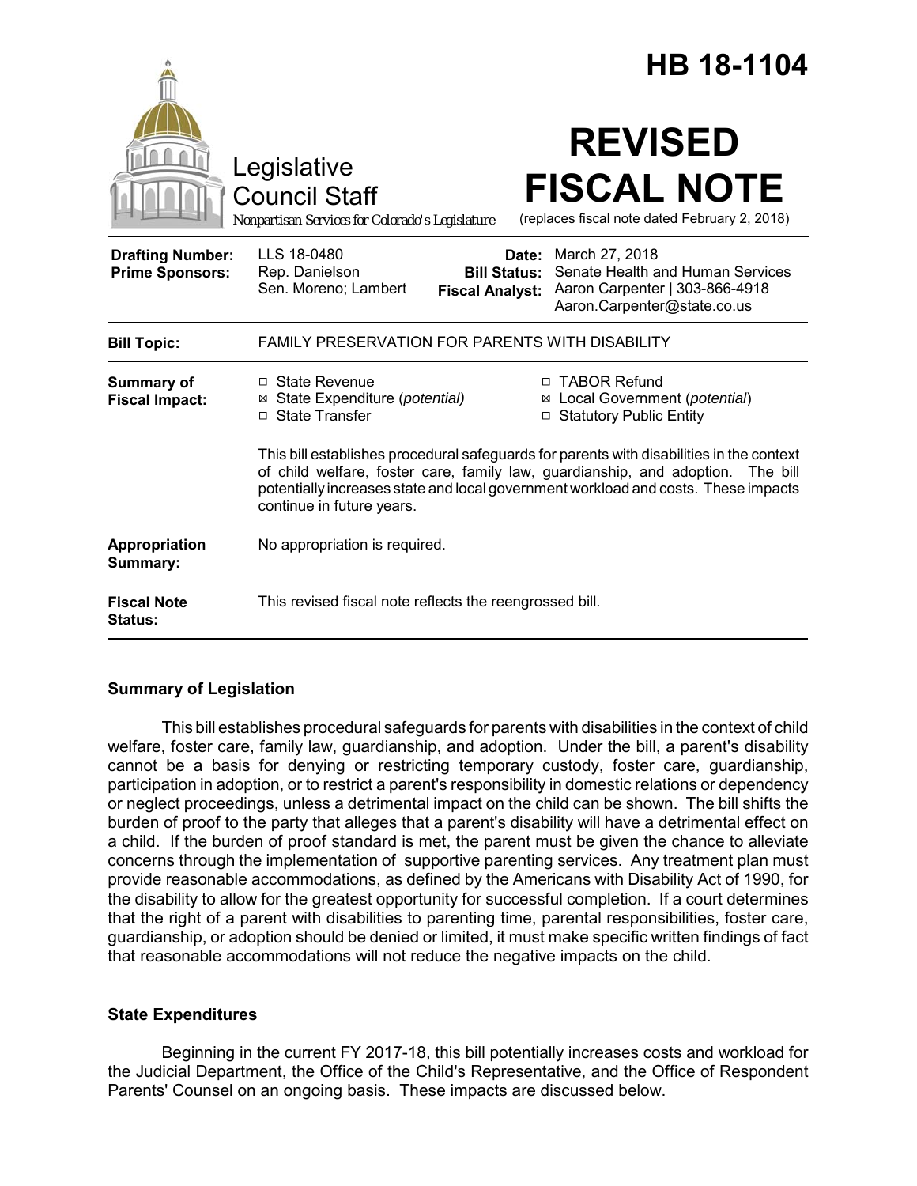# HB 18-1104

Legislative Council Staff

*Nonpartisan Services for Colorado's Legislature*

# REVISED FISCAL NOTE

(replaces fiscal note dated February 2, 2018)

| | | | |
|---|---|---|---|
| **Drafting Number:** | LLS 18-0480 | **Date:** | March 27, 2018 |
| **Prime Sponsors:** | Rep. Danielson<br>Sen. Moreno; Lambert | **Bill Status:** | Senate Health and Human Services |
| | | **Fiscal Analyst:** | Aaron Carpenter \| 303-866-4918<br>Aaron.Carpenter@state.co.us |

| | |
|---|---|
| **Bill Topic:** | FAMILY PRESERVATION FOR PARENTS WITH DISABILITY |
| **Summary of Fiscal Impact:** | ☐ State Revenue<br>☒ State Expenditure (*potential*)<br>☐ State Transfer<br>☐ TABOR Refund<br>☒ Local Government (*potential*)<br>☐ Statutory Public Entity<br><br>This bill establishes procedural safeguards for parents with disabilities in the context of child welfare, foster care, family law, guardianship, and adoption. The bill potentially increases state and local government workload and costs. These impacts continue in future years. |
| **Appropriation Summary:** | No appropriation is required. |
| **Fiscal Note Status:** | This revised fiscal note reflects the reengrossed bill. |

## Summary of Legislation

This bill establishes procedural safeguards for parents with disabilities in the context of child welfare, foster care, family law, guardianship, and adoption. Under the bill, a parent's disability cannot be a basis for denying or restricting temporary custody, foster care, guardianship, participation in adoption, or to restrict a parent's responsibility in domestic relations or dependency or neglect proceedings, unless a detrimental impact on the child can be shown. The bill shifts the burden of proof to the party that alleges that a parent's disability will have a detrimental effect on a child. If the burden of proof standard is met, the parent must be given the chance to alleviate concerns through the implementation of supportive parenting services. Any treatment plan must provide reasonable accommodations, as defined by the Americans with Disability Act of 1990, for the disability to allow for the greatest opportunity for successful completion. If a court determines that the right of a parent with disabilities to parenting time, parental responsibilities, foster care, guardianship, or adoption should be denied or limited, it must make specific written findings of fact that reasonable accommodations will not reduce the negative impacts on the child.

## State Expenditures

Beginning in the current FY 2017-18, this bill potentially increases costs and workload for the Judicial Department, the Office of the Child's Representative, and the Office of Respondent Parents' Counsel on an ongoing basis. These impacts are discussed below.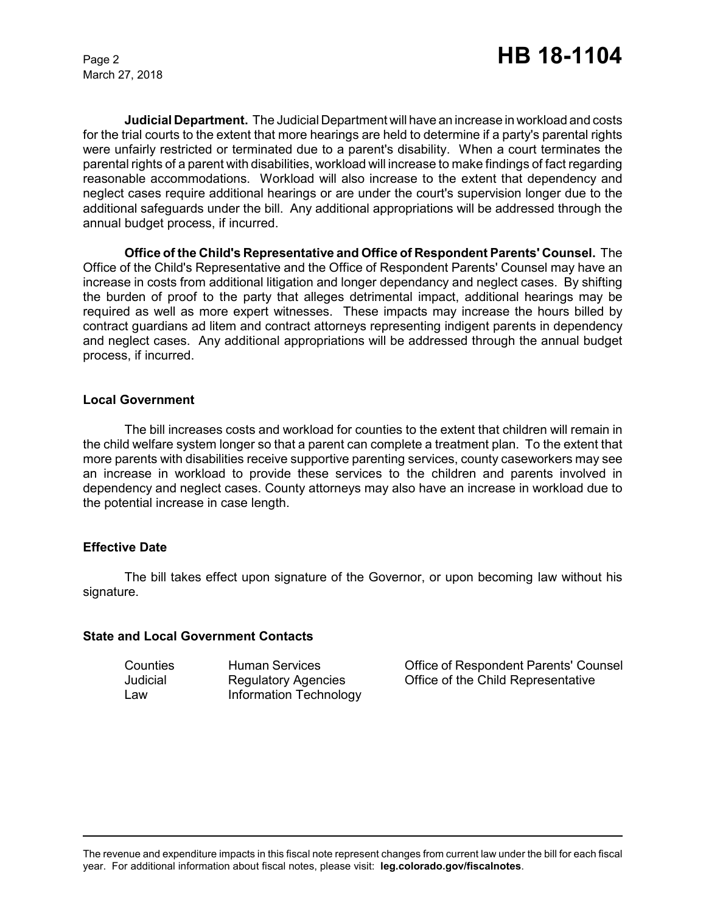**Judicial Department.** The Judicial Department will have an increase in workload and costs for the trial courts to the extent that more hearings are held to determine if a party's parental rights were unfairly restricted or terminated due to a parent's disability. When a court terminates the parental rights of a parent with disabilities, workload will increase to make findings of fact regarding reasonable accommodations. Workload will also increase to the extent that dependency and neglect cases require additional hearings or are under the court's supervision longer due to the additional safeguards under the bill. Any additional appropriations will be addressed through the annual budget process, if incurred.

**Office of the Child's Representative and Office of Respondent Parents' Counsel.** The Office of the Child's Representative and the Office of Respondent Parents' Counsel may have an increase in costs from additional litigation and longer dependancy and neglect cases. By shifting the burden of proof to the party that alleges detrimental impact, additional hearings may be required as well as more expert witnesses. These impacts may increase the hours billed by contract guardians ad litem and contract attorneys representing indigent parents in dependency and neglect cases. Any additional appropriations will be addressed through the annual budget process, if incurred.

### Local Government

The bill increases costs and workload for counties to the extent that children will remain in the child welfare system longer so that a parent can complete a treatment plan. To the extent that more parents with disabilities receive supportive parenting services, county caseworkers may see an increase in workload to provide these services to the children and parents involved in dependency and neglect cases. County attorneys may also have an increase in workload due to the potential increase in case length.

### Effective Date

The bill takes effect upon signature of the Governor, or upon becoming law without his signature.

### State and Local Government Contacts

| | | |
|---|---|---|
| Counties | Human Services | Office of Respondent Parents' Counsel |
| Judicial | Regulatory Agencies | Office of the Child Representative |
| Law | Information Technology | |

The revenue and expenditure impacts in this fiscal note represent changes from current law under the bill for each fiscal year. For additional information about fiscal notes, please visit: **leg.colorado.gov/fiscalnotes**.